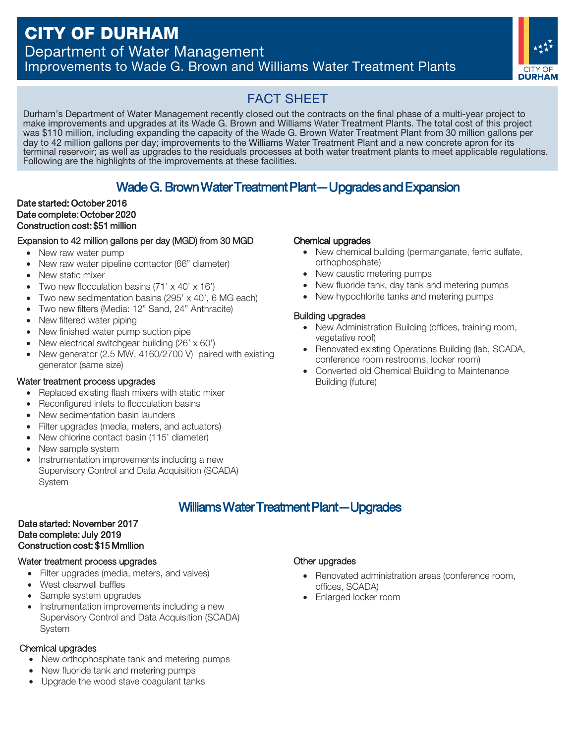# CITY OF DURHAM

## Department of Water Management

## Improvements to Wade G. Brown and Williams Water Treatment Plants

CITY OF DURHAM

## FACT SHEET

Durham's Department of Water Management recently closed out the contracts on the final phase of a multi-year project to make improvements and upgrades at its Wade G. Brown and Williams Water Treatment Plants. The total cost of this project was $110 million, including expanding the capacity of the Wade G. Brown Water Treatment Plant from 30 million gallons per day to 42 million gallons per day; improvements to the Williams Water Treatment Plant and a new concrete apron for its terminal reservoir; as well as upgrades to the residuals processes at both water treatment plants to meet applicable regulations. Following are the highlights of the improvements at these facilities.

## Wade G. Brown Water Treatment Plant—Upgrades and Expansion

**Date started: October 2016**
**Date complete: October 2020**
**Construction cost: $51 million**

Expansion to 42 million gallons per day (MGD) from 30 MGD

- New raw water pump
- New raw water pipeline contactor (66" diameter)
- New static mixer
- Two new flocculation basins (71' x 40' x 16')
- Two new sedimentation basins (295' x 40', 6 MG each)
- Two new filters (Media: 12" Sand, 24" Anthracite)
- New filtered water piping
- New finished water pump suction pipe
- New electrical switchgear building (26' x 60')
- New generator (2.5 MW, 4160/2700 V) paired with existing generator (same size)

Water treatment process upgrades

- Replaced existing flash mixers with static mixer
- Reconfigured inlets to flocculation basins
- New sedimentation basin launders
- Filter upgrades (media, meters, and actuators)
- New chlorine contact basin (115' diameter)
- New sample system
- Instrumentation improvements including a new Supervisory Control and Data Acquisition (SCADA) System

Chemical upgrades

- New chemical building (permanganate, ferric sulfate, orthophosphate)
- New caustic metering pumps
- New fluoride tank, day tank and metering pumps
- New hypochlorite tanks and metering pumps

Building upgrades

- New Administration Building (offices, training room, vegetative roof)
- Renovated existing Operations Building (lab, SCADA, conference room restrooms, locker room)
- Converted old Chemical Building to Maintenance Building (future)

## Williams Water Treatment Plant—Upgrades

**Date started: November 2017**
**Date complete: July 2019**
**Construction cost: $15 Mmllion**

Water treatment process upgrades

- Filter upgrades (media, meters, and valves)
- West clearwell baffles
- Sample system upgrades
- Instrumentation improvements including a new Supervisory Control and Data Acquisition (SCADA) System

Chemical upgrades

- New orthophosphate tank and metering pumps
- New fluoride tank and metering pumps
- Upgrade the wood stave coagulant tanks

Other upgrades

- Renovated administration areas (conference room, offices, SCADA)
- Enlarged locker room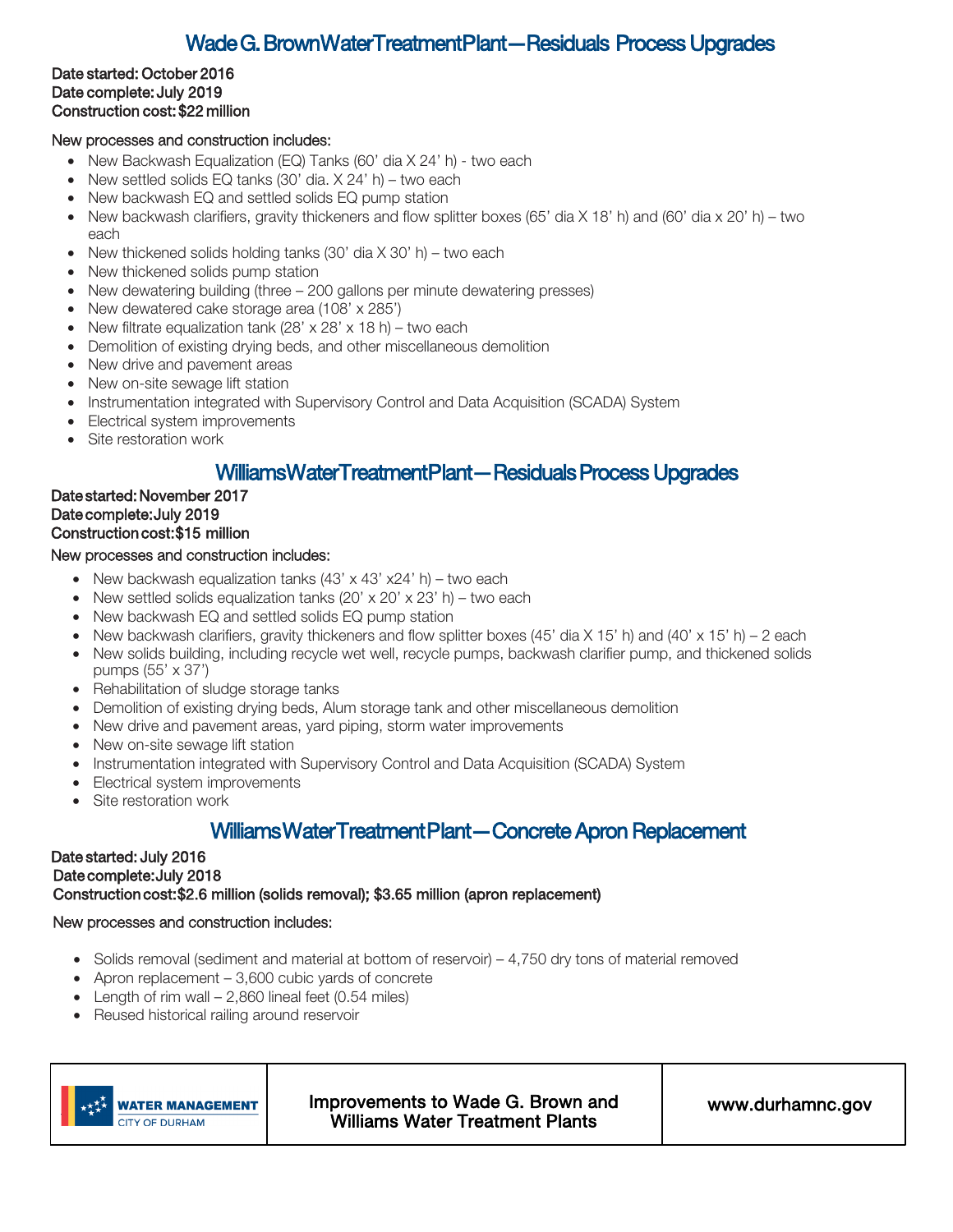## Wade G. Brown Water Treatment Plant—Residuals Process Upgrades

**Date started: October 2016**
**Date complete: July 2019**
**Construction cost: $22 million**

New processes and construction includes:

- New Backwash Equalization (EQ) Tanks (60' dia X 24' h) - two each
- New settled solids EQ tanks (30' dia. X 24' h) – two each
- New backwash EQ and settled solids EQ pump station
- New backwash clarifiers, gravity thickeners and flow splitter boxes (65' dia X 18' h) and (60' dia x 20' h) – two each
- New thickened solids holding tanks (30' dia X 30' h) – two each
- New thickened solids pump station
- New dewatering building (three – 200 gallons per minute dewatering presses)
- New dewatered cake storage area (108' x 285')
- New filtrate equalization tank (28' x 28' x 18 h) – two each
- Demolition of existing drying beds, and other miscellaneous demolition
- New drive and pavement areas
- New on-site sewage lift station
- Instrumentation integrated with Supervisory Control and Data Acquisition (SCADA) System
- Electrical system improvements
- Site restoration work

## Williams Water Treatment Plant—Residuals Process Upgrades

**Date started: November 2017**
**Date complete: July 2019**
**Construction cost: $15 million**

New processes and construction includes:

- New backwash equalization tanks (43' x 43' x24' h) – two each
- New settled solids equalization tanks (20' x 20' x 23' h) – two each
- New backwash EQ and settled solids EQ pump station
- New backwash clarifiers, gravity thickeners and flow splitter boxes (45' dia X 15' h) and (40' x 15' h) – 2 each
- New solids building, including recycle wet well, recycle pumps, backwash clarifier pump, and thickened solids pumps (55' x 37')
- Rehabilitation of sludge storage tanks
- Demolition of existing drying beds, Alum storage tank and other miscellaneous demolition
- New drive and pavement areas, yard piping, storm water improvements
- New on-site sewage lift station
- Instrumentation integrated with Supervisory Control and Data Acquisition (SCADA) System
- Electrical system improvements
- Site restoration work

## Williams Water Treatment Plant—Concrete Apron Replacement

**Date started: July 2016**
**Date complete: July 2018**
**Construction cost: $2.6 million (solids removal); $3.65 million (apron replacement)**

New processes and construction includes:

- Solids removal (sediment and material at bottom of reservoir) – 4,750 dry tons of material removed
- Apron replacement – 3,600 cubic yards of concrete
- Length of rim wall – 2,860 lineal feet (0.54 miles)
- Reused historical railing around reservoir

| | | |
|---|---|---|
| WATER MANAGEMENT CITY OF DURHAM | **Improvements to Wade G. Brown and Williams Water Treatment Plants** | **www.durhamnc.gov** |